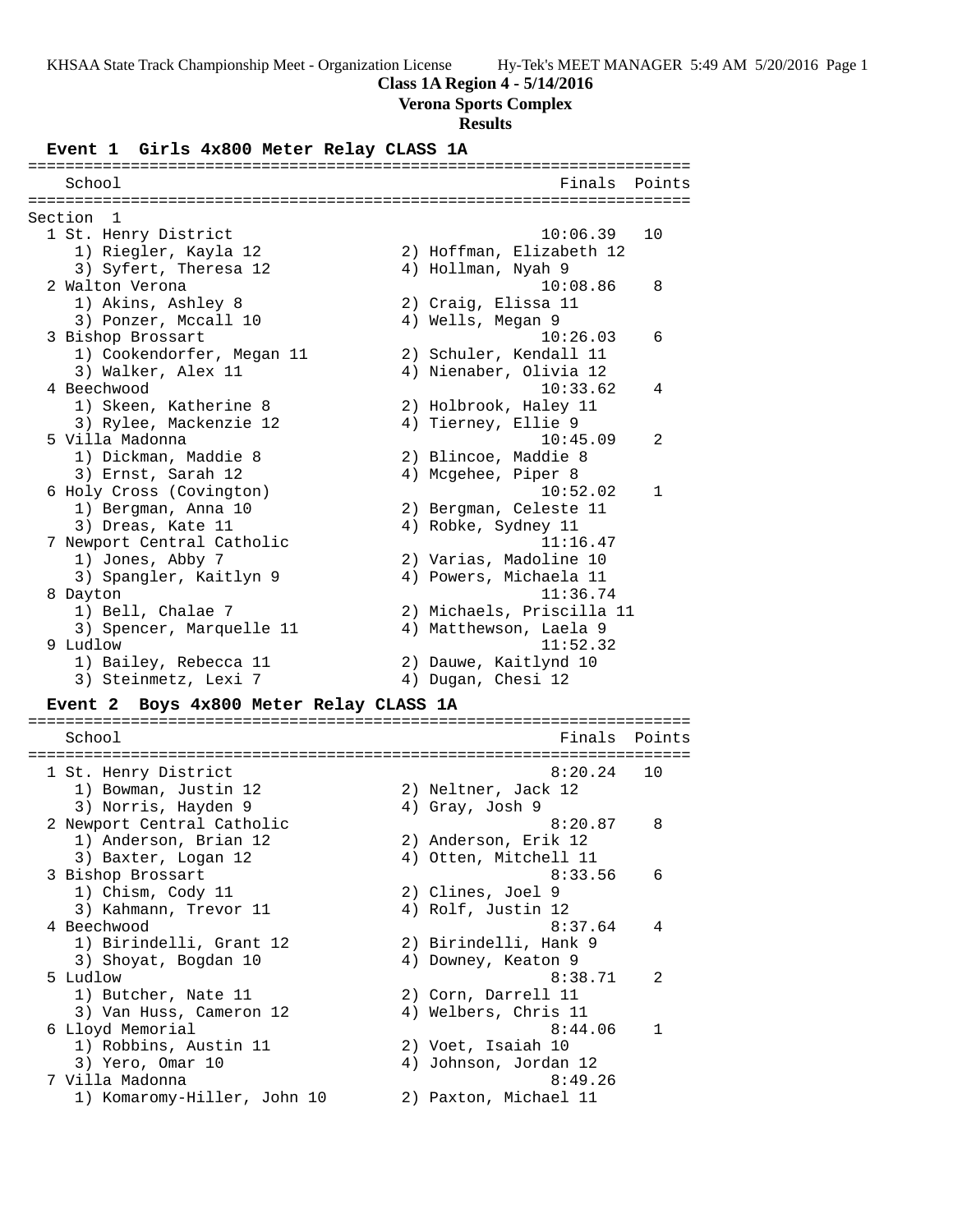KHSAA State Track Championship Meet - Organization License

# Class 1A Region 4 - 5/14/2016

## Verona Sports Complex

### Results

**Event 1 Girls 4x800 Meter Relay CLASS 1A**

Section 1

| Place | School | Finals | Points |
|---|---|---|---|
| 1 | St. Henry District | 10:06.39 | 10 |
| | 1) Riegler, Kayla 12; 2) Hoffman, Elizabeth 12; 3) Syfert, Theresa 12; 4) Hollman, Nyah 9 | | |
| 2 | Walton Verona | 10:08.86 | 8 |
| | 1) Akins, Ashley 8; 2) Craig, Elissa 11; 3) Ponzer, Mccall 10; 4) Wells, Megan 9 | | |
| 3 | Bishop Brossart | 10:26.03 | 6 |
| | 1) Cookendorfer, Megan 11; 2) Schuler, Kendall 11; 3) Walker, Alex 11; 4) Nienaber, Olivia 12 | | |
| 4 | Beechwood | 10:33.62 | 4 |
| | 1) Skeen, Katherine 8; 2) Holbrook, Haley 11; 3) Rylee, Mackenzie 12; 4) Tierney, Ellie 9 | | |
| 5 | Villa Madonna | 10:45.09 | 2 |
| | 1) Dickman, Maddie 8; 2) Blincoe, Maddie 8; 3) Ernst, Sarah 12; 4) Mcgehee, Piper 8 | | |
| 6 | Holy Cross (Covington) | 10:52.02 | 1 |
| | 1) Bergman, Anna 10; 2) Bergman, Celeste 11; 3) Dreas, Kate 11; 4) Robke, Sydney 11 | | |
| 7 | Newport Central Catholic | 11:16.47 | |
| | 1) Jones, Abby 7; 2) Varias, Madoline 10; 3) Spangler, Kaitlyn 9; 4) Powers, Michaela 11 | | |
| 8 | Dayton | 11:36.74 | |
| | 1) Bell, Chalae 7; 2) Michaels, Priscilla 11; 3) Spencer, Marquelle 11; 4) Matthewson, Laela 9 | | |
| 9 | Ludlow | 11:52.32 | |
| | 1) Bailey, Rebecca 11; 2) Dauwe, Kaitlynd 10; 3) Steinmetz, Lexi 7; 4) Dugan, Chesi 12 | | |

**Event 2 Boys 4x800 Meter Relay CLASS 1A**

| Place | School | Finals | Points |
|---|---|---|---|
| 1 | St. Henry District | 8:20.24 | 10 |
| | 1) Bowman, Justin 12; 2) Neltner, Jack 12; 3) Norris, Hayden 9; 4) Gray, Josh 9 | | |
| 2 | Newport Central Catholic | 8:20.87 | 8 |
| | 1) Anderson, Brian 12; 2) Anderson, Erik 12; 3) Baxter, Logan 12; 4) Otten, Mitchell 11 | | |
| 3 | Bishop Brossart | 8:33.56 | 6 |
| | 1) Chism, Cody 11; 2) Clines, Joel 9; 3) Kahmann, Trevor 11; 4) Rolf, Justin 12 | | |
| 4 | Beechwood | 8:37.64 | 4 |
| | 1) Birindelli, Grant 12; 2) Birindelli, Hank 9; 3) Shoyat, Bogdan 10; 4) Downey, Keaton 9 | | |
| 5 | Ludlow | 8:38.71 | 2 |
| | 1) Butcher, Nate 11; 2) Corn, Darrell 11; 3) Van Huss, Cameron 12; 4) Welbers, Chris 11 | | |
| 6 | Lloyd Memorial | 8:44.06 | 1 |
| | 1) Robbins, Austin 11; 2) Voet, Isaiah 10; 3) Yero, Omar 10; 4) Johnson, Jordan 12 | | |
| 7 | Villa Madonna | 8:49.26 | |
| | 1) Komaromy-Hiller, John 10; 2) Paxton, Michael 11 | | |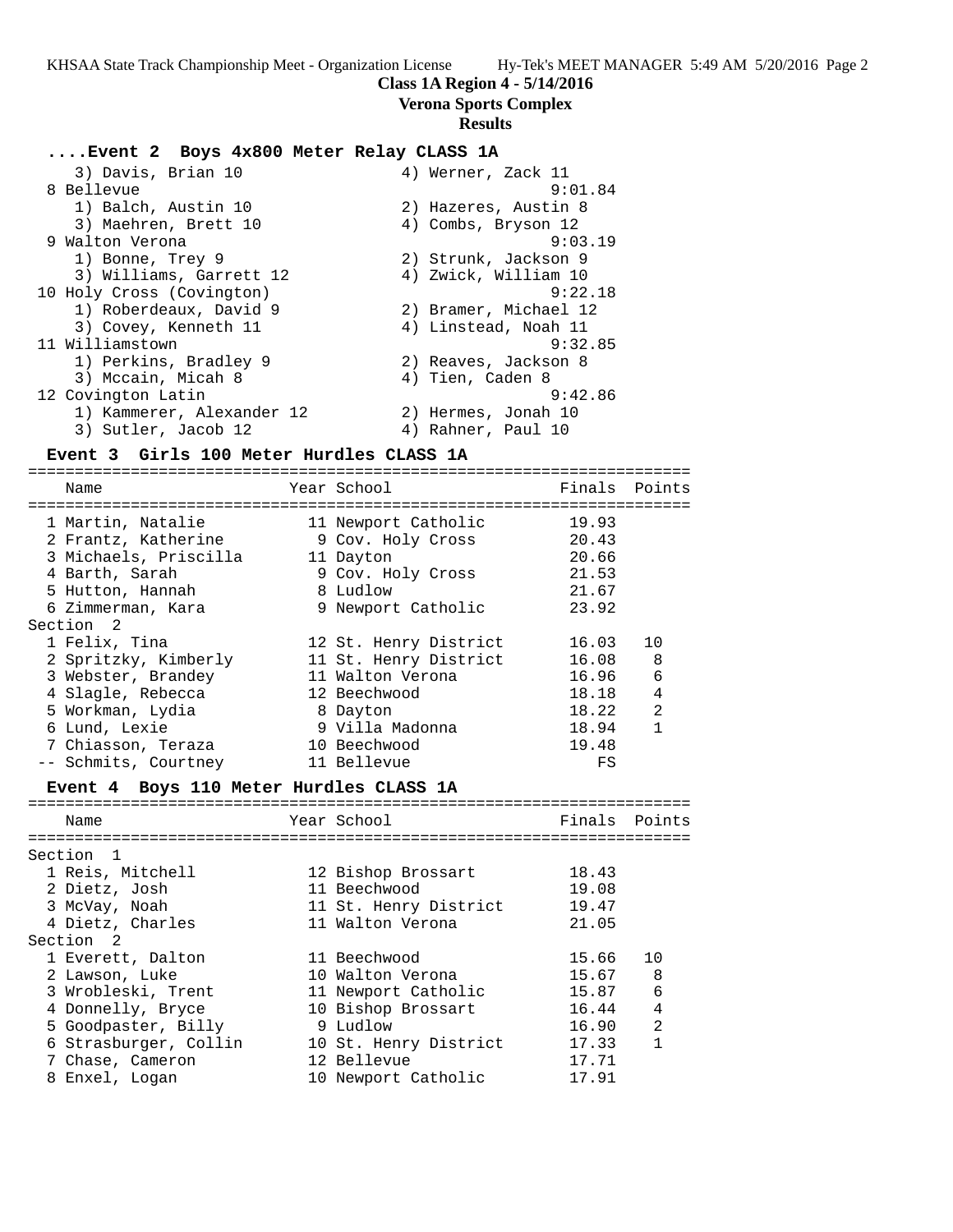## Class 1A Region 4 - 5/14/2016

## Verona Sports Complex

## Results

### ....Event 2 Boys 4x800 Meter Relay CLASS 1A

```
    3) Davis, Brian 10                 4) Werner, Zack 11
  8 Bellevue                                 9:01.84
    1) Balch, Austin 10                2) Hazeres, Austin 8
    3) Maehren, Brett 10               4) Combs, Bryson 12
  9 Walton Verona                            9:03.19
    1) Bonne, Trey 9                   2) Strunk, Jackson 9
    3) Williams, Garrett 12            4) Zwick, William 10
 10 Holy Cross (Covington)                   9:22.18
    1) Roberdeaux, David 9             2) Bramer, Michael 12
    3) Covey, Kenneth 11               4) Linstead, Noah 11
 11 Williamstown                             9:32.85
    1) Perkins, Bradley 9              2) Reaves, Jackson 8
    3) Mccain, Micah 8                 4) Tien, Caden 8
 12 Covington Latin                          9:42.86
    1) Kammerer, Alexander 12          2) Hermes, Jonah 10
    3) Sutler, Jacob 12                4) Rahner, Paul 10
```

### Event 3 Girls 100 Meter Hurdles CLASS 1A

| Place | Name | Year | School | Finals | Points |
|---|---|---|---|---|---|
| 1 | Martin, Natalie | 11 | Newport Catholic | 19.93 | |
| 2 | Frantz, Katherine | 9 | Cov. Holy Cross | 20.43 | |
| 3 | Michaels, Priscilla | 11 | Dayton | 20.66 | |
| 4 | Barth, Sarah | 9 | Cov. Holy Cross | 21.53 | |
| 5 | Hutton, Hannah | 8 | Ludlow | 21.67 | |
| 6 | Zimmerman, Kara | 9 | Newport Catholic | 23.92 | |
| **Section 2** | | | | | |
| 1 | Felix, Tina | 12 | St. Henry District | 16.03 | 10 |
| 2 | Spritzky, Kimberly | 11 | St. Henry District | 16.08 | 8 |
| 3 | Webster, Brandey | 11 | Walton Verona | 16.96 | 6 |
| 4 | Slagle, Rebecca | 12 | Beechwood | 18.18 | 4 |
| 5 | Workman, Lydia | 8 | Dayton | 18.22 | 2 |
| 6 | Lund, Lexie | 9 | Villa Madonna | 18.94 | 1 |
| 7 | Chiasson, Teraza | 10 | Beechwood | 19.48 | |
| -- | Schmits, Courtney | 11 | Bellevue | FS | |

### Event 4 Boys 110 Meter Hurdles CLASS 1A

| Place | Name | Year | School | Finals | Points |
|---|---|---|---|---|---|
| **Section 1** | | | | | |
| 1 | Reis, Mitchell | 12 | Bishop Brossart | 18.43 | |
| 2 | Dietz, Josh | 11 | Beechwood | 19.08 | |
| 3 | McVay, Noah | 11 | St. Henry District | 19.47 | |
| 4 | Dietz, Charles | 11 | Walton Verona | 21.05 | |
| **Section 2** | | | | | |
| 1 | Everett, Dalton | 11 | Beechwood | 15.66 | 10 |
| 2 | Lawson, Luke | 10 | Walton Verona | 15.67 | 8 |
| 3 | Wrobleski, Trent | 11 | Newport Catholic | 15.87 | 6 |
| 4 | Donnelly, Bryce | 10 | Bishop Brossart | 16.44 | 4 |
| 5 | Goodpaster, Billy | 9 | Ludlow | 16.90 | 2 |
| 6 | Strasburger, Collin | 10 | St. Henry District | 17.33 | 1 |
| 7 | Chase, Cameron | 12 | Bellevue | 17.71 | |
| 8 | Enxel, Logan | 10 | Newport Catholic | 17.91 | |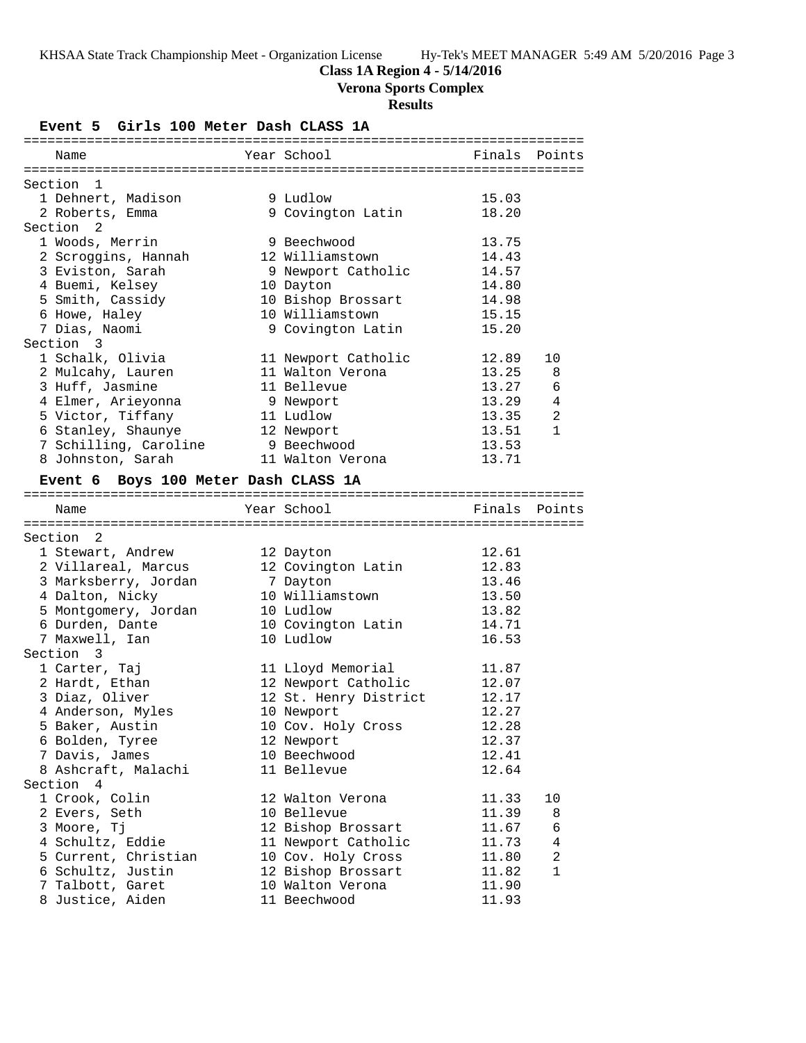**Class 1A Region 4 - 5/14/2016**

**Verona Sports Complex**

**Results**

## Event 5 Girls 100 Meter Dash CLASS 1A

| Name | Year | School | Finals | Points |
|---|---|---|---|---|
| **Section 1** | | | | |
| 1 Dehnert, Madison | 9 | Ludlow | 15.03 | |
| 2 Roberts, Emma | 9 | Covington Latin | 18.20 | |
| **Section 2** | | | | |
| 1 Woods, Merrin | 9 | Beechwood | 13.75 | |
| 2 Scroggins, Hannah | 12 | Williamstown | 14.43 | |
| 3 Eviston, Sarah | 9 | Newport Catholic | 14.57 | |
| 4 Buemi, Kelsey | 10 | Dayton | 14.80 | |
| 5 Smith, Cassidy | 10 | Bishop Brossart | 14.98 | |
| 6 Howe, Haley | 10 | Williamstown | 15.15 | |
| 7 Dias, Naomi | 9 | Covington Latin | 15.20 | |
| **Section 3** | | | | |
| 1 Schalk, Olivia | 11 | Newport Catholic | 12.89 | 10 |
| 2 Mulcahy, Lauren | 11 | Walton Verona | 13.25 | 8 |
| 3 Huff, Jasmine | 11 | Bellevue | 13.27 | 6 |
| 4 Elmer, Arieyonna | 9 | Newport | 13.29 | 4 |
| 5 Victor, Tiffany | 11 | Ludlow | 13.35 | 2 |
| 6 Stanley, Shaunye | 12 | Newport | 13.51 | 1 |
| 7 Schilling, Caroline | 9 | Beechwood | 13.53 | |
| 8 Johnston, Sarah | 11 | Walton Verona | 13.71 | |

## Event 6 Boys 100 Meter Dash CLASS 1A

| Name | Year | School | Finals | Points |
|---|---|---|---|---|
| **Section 2** | | | | |
| 1 Stewart, Andrew | 12 | Dayton | 12.61 | |
| 2 Villareal, Marcus | 12 | Covington Latin | 12.83 | |
| 3 Marksberry, Jordan | 7 | Dayton | 13.46 | |
| 4 Dalton, Nicky | 10 | Williamstown | 13.50 | |
| 5 Montgomery, Jordan | 10 | Ludlow | 13.82 | |
| 6 Durden, Dante | 10 | Covington Latin | 14.71 | |
| 7 Maxwell, Ian | 10 | Ludlow | 16.53 | |
| **Section 3** | | | | |
| 1 Carter, Taj | 11 | Lloyd Memorial | 11.87 | |
| 2 Hardt, Ethan | 12 | Newport Catholic | 12.07 | |
| 3 Diaz, Oliver | 12 | St. Henry District | 12.17 | |
| 4 Anderson, Myles | 10 | Newport | 12.27 | |
| 5 Baker, Austin | 10 | Cov. Holy Cross | 12.28 | |
| 6 Bolden, Tyree | 12 | Newport | 12.37 | |
| 7 Davis, James | 10 | Beechwood | 12.41 | |
| 8 Ashcraft, Malachi | 11 | Bellevue | 12.64 | |
| **Section 4** | | | | |
| 1 Crook, Colin | 12 | Walton Verona | 11.33 | 10 |
| 2 Evers, Seth | 10 | Bellevue | 11.39 | 8 |
| 3 Moore, Tj | 12 | Bishop Brossart | 11.67 | 6 |
| 4 Schultz, Eddie | 11 | Newport Catholic | 11.73 | 4 |
| 5 Current, Christian | 10 | Cov. Holy Cross | 11.80 | 2 |
| 6 Schultz, Justin | 12 | Bishop Brossart | 11.82 | 1 |
| 7 Talbott, Garet | 10 | Walton Verona | 11.90 | |
| 8 Justice, Aiden | 11 | Beechwood | 11.93 | |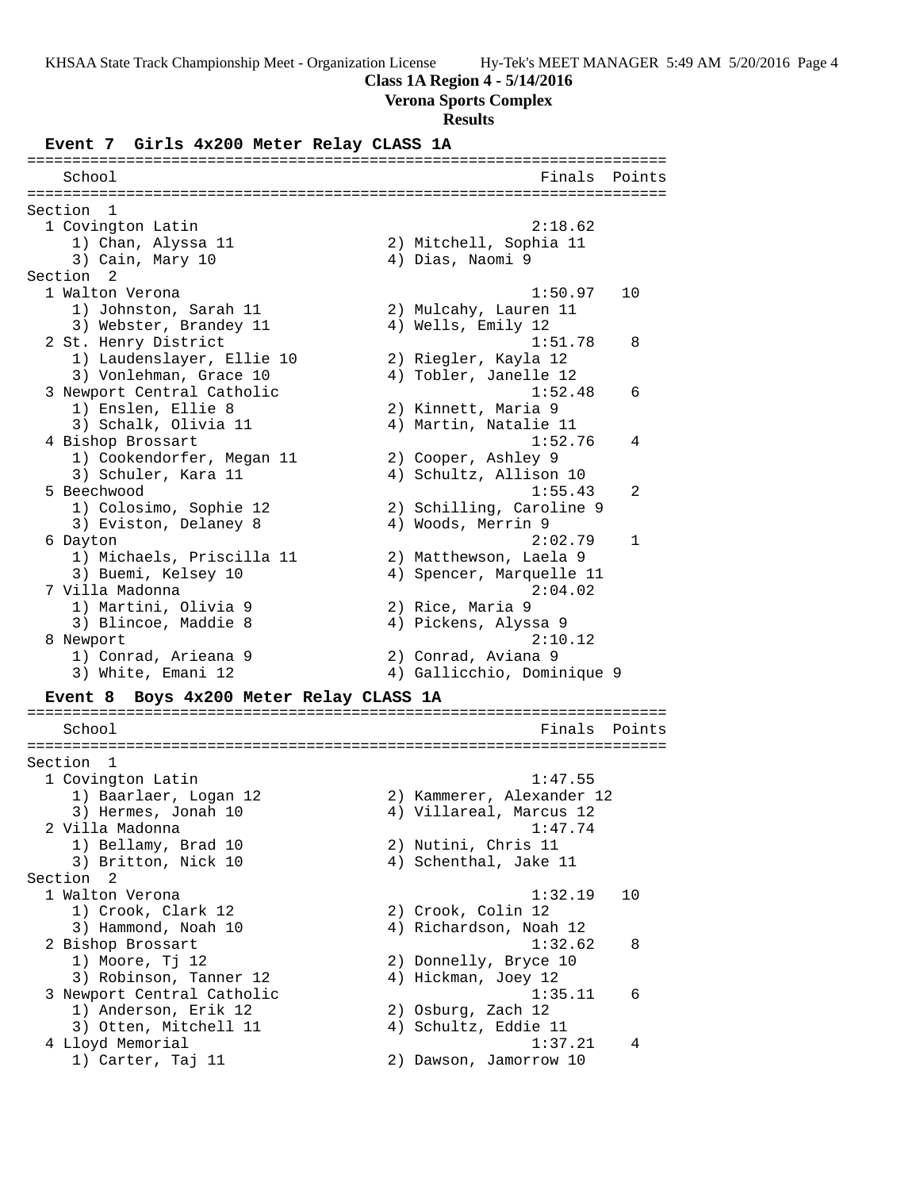**Class 1A Region 4 - 5/14/2016**

**Verona Sports Complex**

**Results**

### Event 7 Girls 4x200 Meter Relay CLASS 1A

```
=======================================================================
    School                                               Finals  Points
=======================================================================
Section  1
  1 Covington Latin                                     2:18.62
     1) Chan, Alyssa 11                 2) Mitchell, Sophia 11
     3) Cain, Mary 10                   4) Dias, Naomi 9
Section  2
  1 Walton Verona                                       1:50.97   10
     1) Johnston, Sarah 11              2) Mulcahy, Lauren 11
     3) Webster, Brandey 11             4) Wells, Emily 12
  2 St. Henry District                                  1:51.78    8
     1) Laudenslayer, Ellie 10          2) Riegler, Kayla 12
     3) Vonlehman, Grace 10             4) Tobler, Janelle 12
  3 Newport Central Catholic                            1:52.48    6
     1) Enslen, Ellie 8                 2) Kinnett, Maria 9
     3) Schalk, Olivia 11               4) Martin, Natalie 11
  4 Bishop Brossart                                     1:52.76    4
     1) Cookendorfer, Megan 11          2) Cooper, Ashley 9
     3) Schuler, Kara 11                4) Schultz, Allison 10
  5 Beechwood                                           1:55.43    2
     1) Colosimo, Sophie 12             2) Schilling, Caroline 9
     3) Eviston, Delaney 8              4) Woods, Merrin 9
  6 Dayton                                              2:02.79    1
     1) Michaels, Priscilla 11          2) Matthewson, Laela 9
     3) Buemi, Kelsey 10                4) Spencer, Marquelle 11
  7 Villa Madonna                                       2:04.02
     1) Martini, Olivia 9               2) Rice, Maria 9
     3) Blincoe, Maddie 8               4) Pickens, Alyssa 9
  8 Newport                                             2:10.12
     1) Conrad, Arieana 9               2) Conrad, Aviana 9
     3) White, Emani 12                 4) Gallicchio, Dominique 9
```

### Event 8 Boys 4x200 Meter Relay CLASS 1A

```
=======================================================================
    School                                               Finals  Points
=======================================================================
Section  1
  1 Covington Latin                                     1:47.55
     1) Baarlaer, Logan 12              2) Kammerer, Alexander 12
     3) Hermes, Jonah 10                4) Villareal, Marcus 12
  2 Villa Madonna                                       1:47.74
     1) Bellamy, Brad 10                2) Nutini, Chris 11
     3) Britton, Nick 10                4) Schenthal, Jake 11
Section  2
  1 Walton Verona                                       1:32.19   10
     1) Crook, Clark 12                 2) Crook, Colin 12
     3) Hammond, Noah 10                4) Richardson, Noah 12
  2 Bishop Brossart                                     1:32.62    8
     1) Moore, Tj 12                    2) Donnelly, Bryce 10
     3) Robinson, Tanner 12             4) Hickman, Joey 12
  3 Newport Central Catholic                            1:35.11    6
     1) Anderson, Erik 12               2) Osburg, Zach 12
     3) Otten, Mitchell 11              4) Schultz, Eddie 11
  4 Lloyd Memorial                                      1:37.21    4
     1) Carter, Taj 11                  2) Dawson, Jamorrow 10
```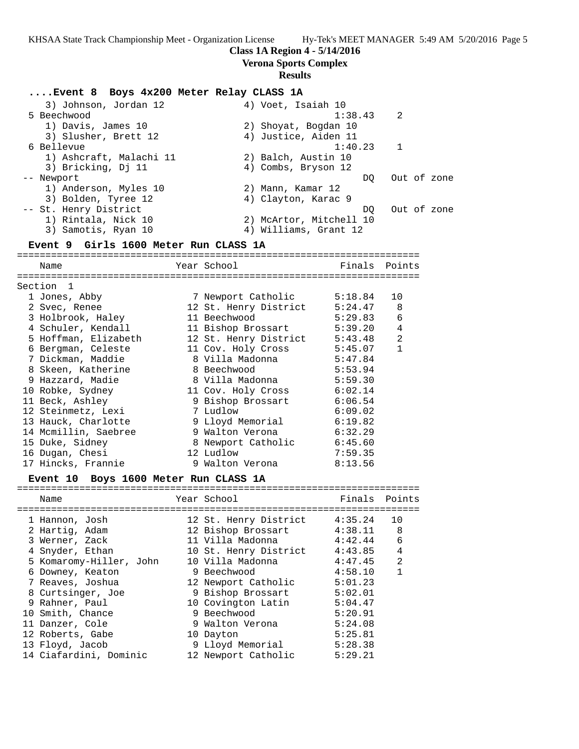**Class 1A Region 4 - 5/14/2016**

**Verona Sports Complex**

**Results**

### ....Event 8 Boys 4x200 Meter Relay CLASS 1A

```
    3) Johnson, Jordan 12              4) Voet, Isaiah 10
  5 Beechwood                                    1:38.43    2
    1) Davis, James 10                 2) Shoyat, Bogdan 10
    3) Slusher, Brett 12               4) Justice, Aiden 11
  6 Bellevue                                     1:40.23    1
    1) Ashcraft, Malachi 11            2) Balch, Austin 10
    3) Bricking, Dj 11                 4) Combs, Bryson 12
 -- Newport                                           DQ   Out of zone
    1) Anderson, Myles 10              2) Mann, Kamar 12
    3) Bolden, Tyree 12                4) Clayton, Karac 9
 -- St. Henry District                                DQ   Out of zone
    1) Rintala, Nick 10                2) McArtor, Mitchell 10
    3) Samotis, Ryan 10                4) Williams, Grant 12
```

### Event 9 Girls 1600 Meter Run CLASS 1A

Section 1

| | Name | Year | School | Finals | Points |
|---|---|---|---|---|---|
| 1 | Jones, Abby | 7 | Newport Catholic | 5:18.84 | 10 |
| 2 | Svec, Renee | 12 | St. Henry District | 5:24.47 | 8 |
| 3 | Holbrook, Haley | 11 | Beechwood | 5:29.83 | 6 |
| 4 | Schuler, Kendall | 11 | Bishop Brossart | 5:39.20 | 4 |
| 5 | Hoffman, Elizabeth | 12 | St. Henry District | 5:43.48 | 2 |
| 6 | Bergman, Celeste | 11 | Cov. Holy Cross | 5:45.07 | 1 |
| 7 | Dickman, Maddie | 8 | Villa Madonna | 5:47.84 | |
| 8 | Skeen, Katherine | 8 | Beechwood | 5:53.94 | |
| 9 | Hazzard, Madie | 8 | Villa Madonna | 5:59.30 | |
| 10 | Robke, Sydney | 11 | Cov. Holy Cross | 6:02.14 | |
| 11 | Beck, Ashley | 9 | Bishop Brossart | 6:06.54 | |
| 12 | Steinmetz, Lexi | 7 | Ludlow | 6:09.02 | |
| 13 | Hauck, Charlotte | 9 | Lloyd Memorial | 6:19.82 | |
| 14 | Mcmillin, Saebree | 9 | Walton Verona | 6:32.29 | |
| 15 | Duke, Sidney | 8 | Newport Catholic | 6:45.60 | |
| 16 | Dugan, Chesi | 12 | Ludlow | 7:59.35 | |
| 17 | Hincks, Frannie | 9 | Walton Verona | 8:13.56 | |

### Event 10 Boys 1600 Meter Run CLASS 1A

| | Name | Year | School | Finals | Points |
|---|---|---|---|---|---|
| 1 | Hannon, Josh | 12 | St. Henry District | 4:35.24 | 10 |
| 2 | Hartig, Adam | 12 | Bishop Brossart | 4:38.11 | 8 |
| 3 | Werner, Zack | 11 | Villa Madonna | 4:42.44 | 6 |
| 4 | Snyder, Ethan | 10 | St. Henry District | 4:43.85 | 4 |
| 5 | Komaromy-Hiller, John | 10 | Villa Madonna | 4:47.45 | 2 |
| 6 | Downey, Keaton | 9 | Beechwood | 4:58.10 | 1 |
| 7 | Reaves, Joshua | 12 | Newport Catholic | 5:01.23 | |
| 8 | Curtsinger, Joe | 9 | Bishop Brossart | 5:02.01 | |
| 9 | Rahner, Paul | 10 | Covington Latin | 5:04.47 | |
| 10 | Smith, Chance | 9 | Beechwood | 5:20.91 | |
| 11 | Danzer, Cole | 9 | Walton Verona | 5:24.08 | |
| 12 | Roberts, Gabe | 10 | Dayton | 5:25.81 | |
| 13 | Floyd, Jacob | 9 | Lloyd Memorial | 5:28.38 | |
| 14 | Ciafardini, Dominic | 12 | Newport Catholic | 5:29.21 | |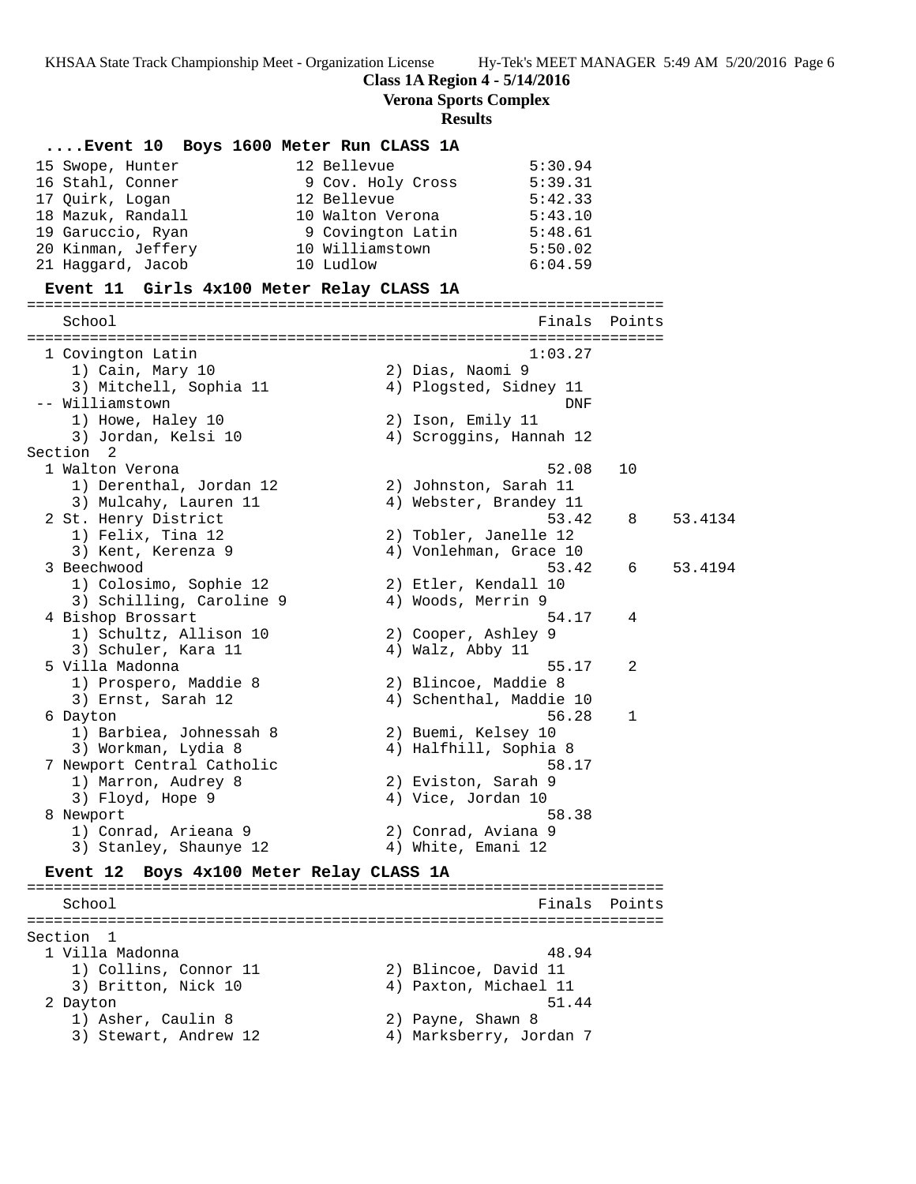**Class 1A Region 4 - 5/14/2016**
**Verona Sports Complex**
**Results**

### ....Event 10 Boys 1600 Meter Run CLASS 1A

| Place | Name | Yr | School | Finals |
|---|---|---|---|---|
| 15 | Swope, Hunter | 12 | Bellevue | 5:30.94 |
| 16 | Stahl, Conner | 9 | Cov. Holy Cross | 5:39.31 |
| 17 | Quirk, Logan | 12 | Bellevue | 5:42.33 |
| 18 | Mazuk, Randall | 10 | Walton Verona | 5:43.10 |
| 19 | Garuccio, Ryan | 9 | Covington Latin | 5:48.61 |
| 20 | Kinman, Jeffery | 10 | Williamstown | 5:50.02 |
| 21 | Haggard, Jacob | 10 | Ludlow | 6:04.59 |

### Event 11 Girls 4x100 Meter Relay CLASS 1A

| Place | School | Finals | Points | |
|---|---|---|---|---|
| 1 | Covington Latin | 1:03.27 | | |
| | 1) Cain, Mary 10; 2) Dias, Naomi 9; 3) Mitchell, Sophia 11; 4) Plogsted, Sidney 11 | | | |
| -- | Williamstown | DNF | | |
| | 1) Howe, Haley 10; 2) Ison, Emily 11; 3) Jordan, Kelsi 10; 4) Scroggins, Hannah 12 | | | |
| **Section 2** | | | | |
| 1 | Walton Verona | 52.08 | 10 | |
| | 1) Derenthal, Jordan 12; 2) Johnston, Sarah 11; 3) Mulcahy, Lauren 11; 4) Webster, Brandey 11 | | | |
| 2 | St. Henry District | 53.42 | 8 | 53.4134 |
| | 1) Felix, Tina 12; 2) Tobler, Janelle 12; 3) Kent, Kerenza 9; 4) Vonlehman, Grace 10 | | | |
| 3 | Beechwood | 53.42 | 6 | 53.4194 |
| | 1) Colosimo, Sophie 12; 2) Etler, Kendall 10; 3) Schilling, Caroline 9; 4) Woods, Merrin 9 | | | |
| 4 | Bishop Brossart | 54.17 | 4 | |
| | 1) Schultz, Allison 10; 2) Cooper, Ashley 9; 3) Schuler, Kara 11; 4) Walz, Abby 11 | | | |
| 5 | Villa Madonna | 55.17 | 2 | |
| | 1) Prospero, Maddie 8; 2) Blincoe, Maddie 8; 3) Ernst, Sarah 12; 4) Schenthal, Maddie 10 | | | |
| 6 | Dayton | 56.28 | 1 | |
| | 1) Barbiea, Johnessah 8; 2) Buemi, Kelsey 10; 3) Workman, Lydia 8; 4) Halfhill, Sophia 8 | | | |
| 7 | Newport Central Catholic | 58.17 | | |
| | 1) Marron, Audrey 8; 2) Eviston, Sarah 9; 3) Floyd, Hope 9; 4) Vice, Jordan 10 | | | |
| 8 | Newport | 58.38 | | |
| | 1) Conrad, Arieana 9; 2) Conrad, Aviana 9; 3) Stanley, Shaunye 12; 4) White, Emani 12 | | | |

### Event 12 Boys 4x100 Meter Relay CLASS 1A

| Place | School | Finals | Points |
|---|---|---|---|
| **Section 1** | | | |
| 1 | Villa Madonna | 48.94 | |
| | 1) Collins, Connor 11; 2) Blincoe, David 11; 3) Britton, Nick 10; 4) Paxton, Michael 11 | | |
| 2 | Dayton | 51.44 | |
| | 1) Asher, Caulin 8; 2) Payne, Shawn 8; 3) Stewart, Andrew 12; 4) Marksberry, Jordan 7 | | |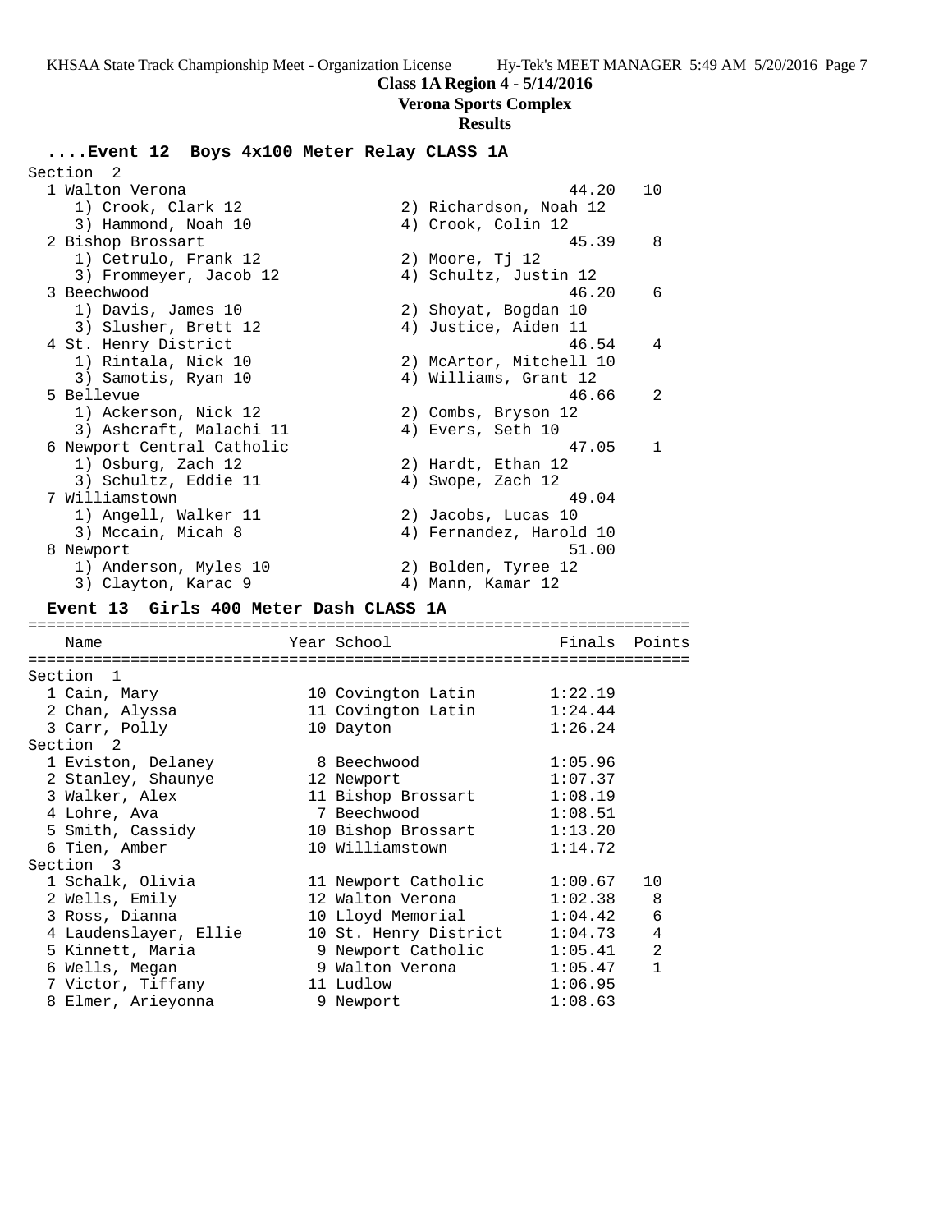**Class 1A Region 4 - 5/14/2016**

**Verona Sports Complex**

**Results**

### ....Event 12 Boys 4x100 Meter Relay CLASS 1A

```
Section  2
  1 Walton Verona                                         44.20   10
     1) Crook, Clark 12                 2) Richardson, Noah 12
     3) Hammond, Noah 10                4) Crook, Colin 12
  2 Bishop Brossart                                       45.39    8
     1) Cetrulo, Frank 12               2) Moore, Tj 12
     3) Frommeyer, Jacob 12             4) Schultz, Justin 12
  3 Beechwood                                             46.20    6
     1) Davis, James 10                 2) Shoyat, Bogdan 10
     3) Slusher, Brett 12               4) Justice, Aiden 11
  4 St. Henry District                                    46.54    4
     1) Rintala, Nick 10                2) McArtor, Mitchell 10
     3) Samotis, Ryan 10                4) Williams, Grant 12
  5 Bellevue                                              46.66    2
     1) Ackerson, Nick 12               2) Combs, Bryson 12
     3) Ashcraft, Malachi 11            4) Evers, Seth 10
  6 Newport Central Catholic                              47.05    1
     1) Osburg, Zach 12                 2) Hardt, Ethan 12
     3) Schultz, Eddie 11               4) Swope, Zach 12
  7 Williamstown                                          49.04
     1) Angell, Walker 11               2) Jacobs, Lucas 10
     3) Mccain, Micah 8                 4) Fernandez, Harold 10
  8 Newport                                               51.00
     1) Anderson, Myles 10              2) Bolden, Tyree 12
     3) Clayton, Karac 9                4) Mann, Kamar 12
```

### Event 13 Girls 400 Meter Dash CLASS 1A

```
=======================================================================
   Name                    Year School                  Finals  Points
=======================================================================
Section  1
  1 Cain, Mary              10 Covington Latin        1:22.19
  2 Chan, Alyssa            11 Covington Latin        1:24.44
  3 Carr, Polly             10 Dayton                 1:26.24
Section  2
  1 Eviston, Delaney         8 Beechwood              1:05.96
  2 Stanley, Shaunye        12 Newport                1:07.37
  3 Walker, Alex            11 Bishop Brossart        1:08.19
  4 Lohre, Ava               7 Beechwood              1:08.51
  5 Smith, Cassidy          10 Bishop Brossart        1:13.20
  6 Tien, Amber             10 Williamstown           1:14.72
Section  3
  1 Schalk, Olivia          11 Newport Catholic       1:00.67   10
  2 Wells, Emily            12 Walton Verona          1:02.38    8
  3 Ross, Dianna            10 Lloyd Memorial         1:04.42    6
  4 Laudenslayer, Ellie     10 St. Henry District     1:04.73    4
  5 Kinnett, Maria           9 Newport Catholic       1:05.41    2
  6 Wells, Megan             9 Walton Verona          1:05.47    1
  7 Victor, Tiffany         11 Ludlow                 1:06.95
  8 Elmer, Arieyonna         9 Newport                1:08.63
```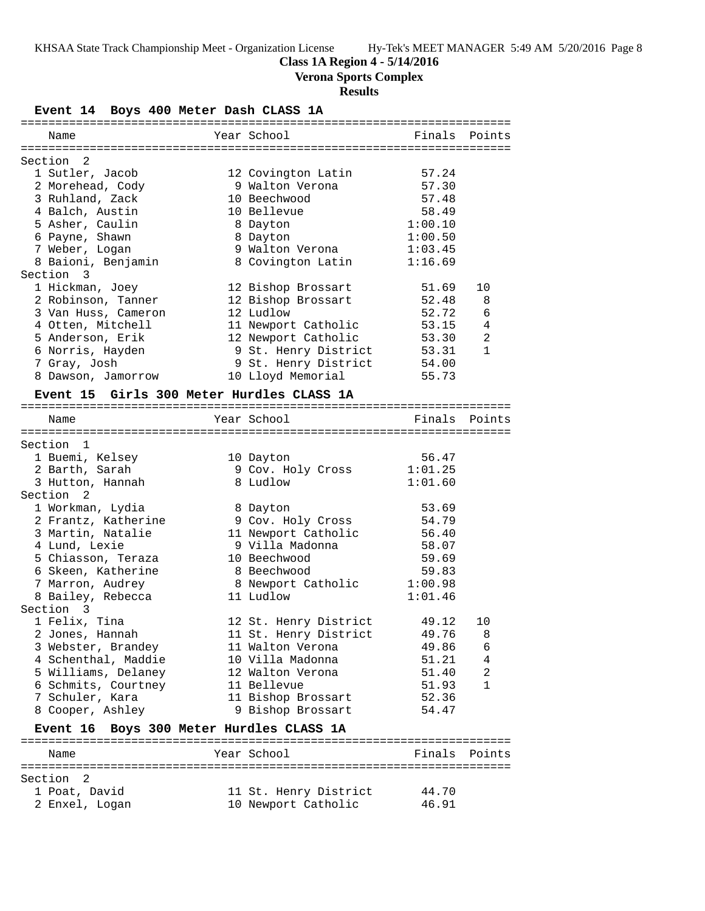**Class 1A Region 4 - 5/14/2016**

**Verona Sports Complex**

**Results**

### Event 14 Boys 400 Meter Dash CLASS 1A

| Name | Year | School | Finals | Points |
|---|---|---|---|---|
| **Section 2** | | | | |
| 1 Sutler, Jacob | 12 | Covington Latin | 57.24 | |
| 2 Morehead, Cody | 9 | Walton Verona | 57.30 | |
| 3 Ruhland, Zack | 10 | Beechwood | 57.48 | |
| 4 Balch, Austin | 10 | Bellevue | 58.49 | |
| 5 Asher, Caulin | 8 | Dayton | 1:00.10 | |
| 6 Payne, Shawn | 8 | Dayton | 1:00.50 | |
| 7 Weber, Logan | 9 | Walton Verona | 1:03.45 | |
| 8 Baioni, Benjamin | 8 | Covington Latin | 1:16.69 | |
| **Section 3** | | | | |
| 1 Hickman, Joey | 12 | Bishop Brossart | 51.69 | 10 |
| 2 Robinson, Tanner | 12 | Bishop Brossart | 52.48 | 8 |
| 3 Van Huss, Cameron | 12 | Ludlow | 52.72 | 6 |
| 4 Otten, Mitchell | 11 | Newport Catholic | 53.15 | 4 |
| 5 Anderson, Erik | 12 | Newport Catholic | 53.30 | 2 |
| 6 Norris, Hayden | 9 | St. Henry District | 53.31 | 1 |
| 7 Gray, Josh | 9 | St. Henry District | 54.00 | |
| 8 Dawson, Jamorrow | 10 | Lloyd Memorial | 55.73 | |

### Event 15 Girls 300 Meter Hurdles CLASS 1A

| Name | Year | School | Finals | Points |
|---|---|---|---|---|
| **Section 1** | | | | |
| 1 Buemi, Kelsey | 10 | Dayton | 56.47 | |
| 2 Barth, Sarah | 9 | Cov. Holy Cross | 1:01.25 | |
| 3 Hutton, Hannah | 8 | Ludlow | 1:01.60 | |
| **Section 2** | | | | |
| 1 Workman, Lydia | 8 | Dayton | 53.69 | |
| 2 Frantz, Katherine | 9 | Cov. Holy Cross | 54.79 | |
| 3 Martin, Natalie | 11 | Newport Catholic | 56.40 | |
| 4 Lund, Lexie | 9 | Villa Madonna | 58.07 | |
| 5 Chiasson, Teraza | 10 | Beechwood | 59.69 | |
| 6 Skeen, Katherine | 8 | Beechwood | 59.83 | |
| 7 Marron, Audrey | 8 | Newport Catholic | 1:00.98 | |
| 8 Bailey, Rebecca | 11 | Ludlow | 1:01.46 | |
| **Section 3** | | | | |
| 1 Felix, Tina | 12 | St. Henry District | 49.12 | 10 |
| 2 Jones, Hannah | 11 | St. Henry District | 49.76 | 8 |
| 3 Webster, Brandey | 11 | Walton Verona | 49.86 | 6 |
| 4 Schenthal, Maddie | 10 | Villa Madonna | 51.21 | 4 |
| 5 Williams, Delaney | 12 | Walton Verona | 51.40 | 2 |
| 6 Schmits, Courtney | 11 | Bellevue | 51.93 | 1 |
| 7 Schuler, Kara | 11 | Bishop Brossart | 52.36 | |
| 8 Cooper, Ashley | 9 | Bishop Brossart | 54.47 | |

### Event 16 Boys 300 Meter Hurdles CLASS 1A

| Name | Year | School | Finals | Points |
|---|---|---|---|---|
| **Section 2** | | | | |
| 1 Poat, David | 11 | St. Henry District | 44.70 | |
| 2 Enxel, Logan | 10 | Newport Catholic | 46.91 | |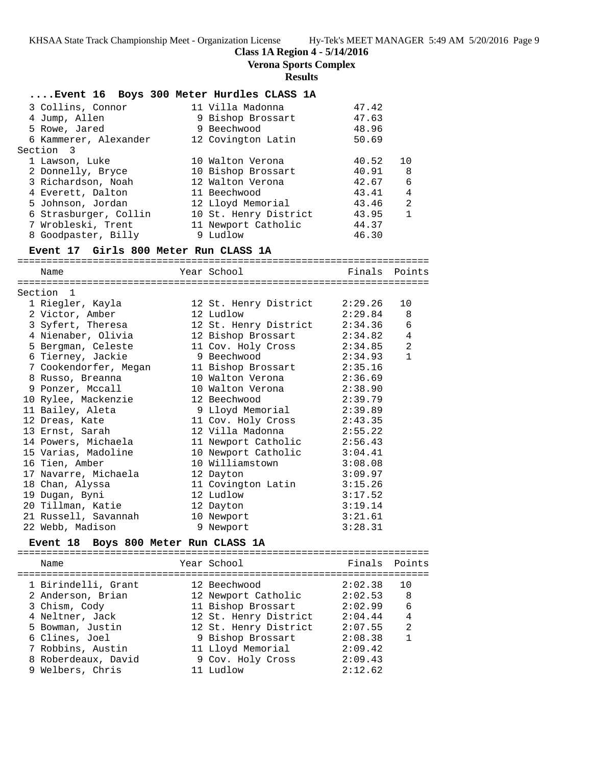**Class 1A Region 4 - 5/14/2016**

**Verona Sports Complex**

**Results**

### ....Event 16 Boys 300 Meter Hurdles CLASS 1A

| Name | Year | School | Finals | Points |
|---|---|---|---|---|
| 3 Collins, Connor | 11 | Villa Madonna | 47.42 | |
| 4 Jump, Allen | 9 | Bishop Brossart | 47.63 | |
| 5 Rowe, Jared | 9 | Beechwood | 48.96 | |
| 6 Kammerer, Alexander | 12 | Covington Latin | 50.69 | |
| **Section 3** | | | | |
| 1 Lawson, Luke | 10 | Walton Verona | 40.52 | 10 |
| 2 Donnelly, Bryce | 10 | Bishop Brossart | 40.91 | 8 |
| 3 Richardson, Noah | 12 | Walton Verona | 42.67 | 6 |
| 4 Everett, Dalton | 11 | Beechwood | 43.41 | 4 |
| 5 Johnson, Jordan | 12 | Lloyd Memorial | 43.46 | 2 |
| 6 Strasburger, Collin | 10 | St. Henry District | 43.95 | 1 |
| 7 Wrobleski, Trent | 11 | Newport Catholic | 44.37 | |
| 8 Goodpaster, Billy | 9 | Ludlow | 46.30 | |

### Event 17 Girls 800 Meter Run CLASS 1A

| Name | Year | School | Finals | Points |
|---|---|---|---|---|
| **Section 1** | | | | |
| 1 Riegler, Kayla | 12 | St. Henry District | 2:29.26 | 10 |
| 2 Victor, Amber | 12 | Ludlow | 2:29.84 | 8 |
| 3 Syfert, Theresa | 12 | St. Henry District | 2:34.36 | 6 |
| 4 Nienaber, Olivia | 12 | Bishop Brossart | 2:34.82 | 4 |
| 5 Bergman, Celeste | 11 | Cov. Holy Cross | 2:34.85 | 2 |
| 6 Tierney, Jackie | 9 | Beechwood | 2:34.93 | 1 |
| 7 Cookendorfer, Megan | 11 | Bishop Brossart | 2:35.16 | |
| 8 Russo, Breanna | 10 | Walton Verona | 2:36.69 | |
| 9 Ponzer, Mccall | 10 | Walton Verona | 2:38.90 | |
| 10 Rylee, Mackenzie | 12 | Beechwood | 2:39.79 | |
| 11 Bailey, Aleta | 9 | Lloyd Memorial | 2:39.89 | |
| 12 Dreas, Kate | 11 | Cov. Holy Cross | 2:43.35 | |
| 13 Ernst, Sarah | 12 | Villa Madonna | 2:55.22 | |
| 14 Powers, Michaela | 11 | Newport Catholic | 2:56.43 | |
| 15 Varias, Madoline | 10 | Newport Catholic | 3:04.41 | |
| 16 Tien, Amber | 10 | Williamstown | 3:08.08 | |
| 17 Navarre, Michaela | 12 | Dayton | 3:09.97 | |
| 18 Chan, Alyssa | 11 | Covington Latin | 3:15.26 | |
| 19 Dugan, Byni | 12 | Ludlow | 3:17.52 | |
| 20 Tillman, Katie | 12 | Dayton | 3:19.14 | |
| 21 Russell, Savannah | 10 | Newport | 3:21.61 | |
| 22 Webb, Madison | 9 | Newport | 3:28.31 | |

### Event 18 Boys 800 Meter Run CLASS 1A

| Name | Year | School | Finals | Points |
|---|---|---|---|---|
| 1 Birindelli, Grant | 12 | Beechwood | 2:02.38 | 10 |
| 2 Anderson, Brian | 12 | Newport Catholic | 2:02.53 | 8 |
| 3 Chism, Cody | 11 | Bishop Brossart | 2:02.99 | 6 |
| 4 Neltner, Jack | 12 | St. Henry District | 2:04.44 | 4 |
| 5 Bowman, Justin | 12 | St. Henry District | 2:07.55 | 2 |
| 6 Clines, Joel | 9 | Bishop Brossart | 2:08.38 | 1 |
| 7 Robbins, Austin | 11 | Lloyd Memorial | 2:09.42 | |
| 8 Roberdeaux, David | 9 | Cov. Holy Cross | 2:09.43 | |
| 9 Welbers, Chris | 11 | Ludlow | 2:12.62 | |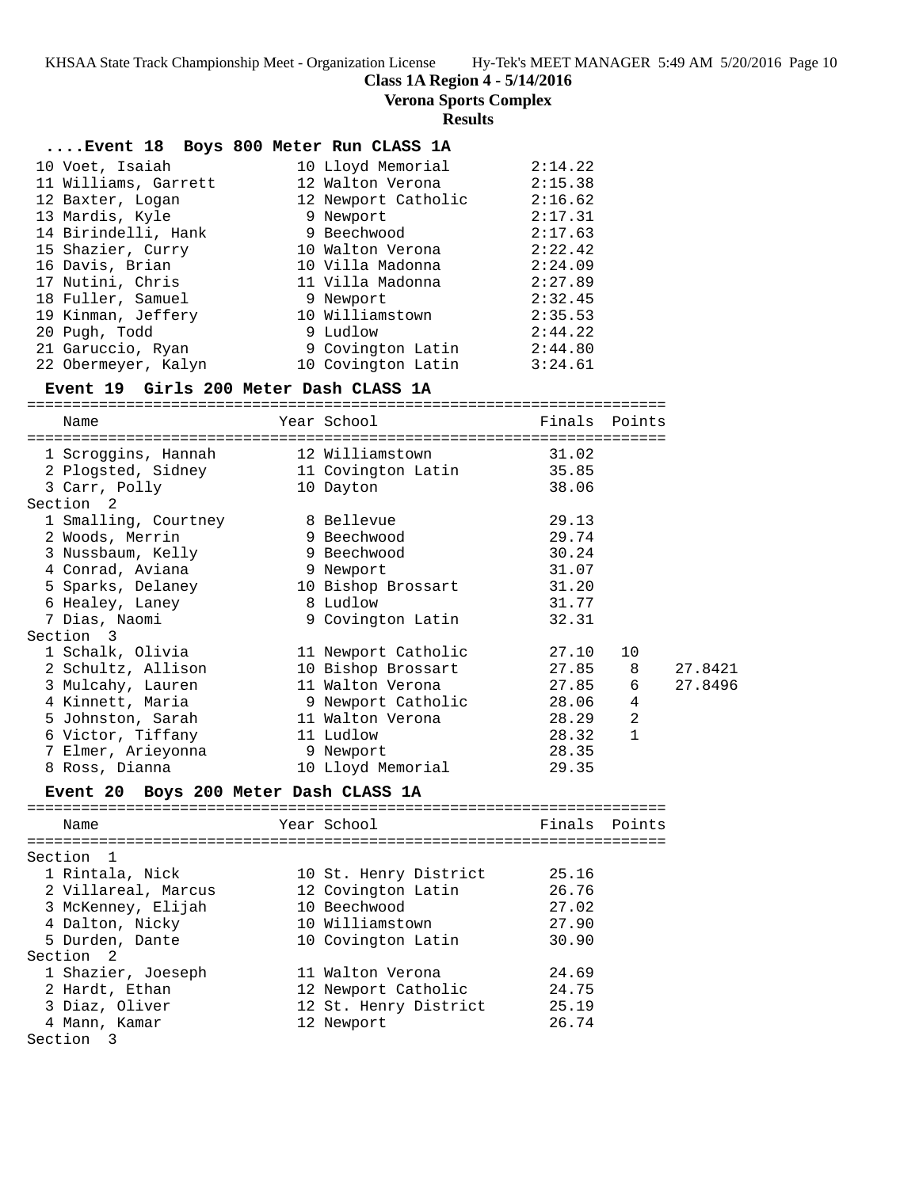**Class 1A Region 4 - 5/14/2016**

**Verona Sports Complex**

**Results**

### ....Event 18 Boys 800 Meter Run CLASS 1A

| Place | Name | Year | School | Finals |
|---|---|---|---|---|
| 10 | Voet, Isaiah | 10 | Lloyd Memorial | 2:14.22 |
| 11 | Williams, Garrett | 12 | Walton Verona | 2:15.38 |
| 12 | Baxter, Logan | 12 | Newport Catholic | 2:16.62 |
| 13 | Mardis, Kyle | 9 | Newport | 2:17.31 |
| 14 | Birindelli, Hank | 9 | Beechwood | 2:17.63 |
| 15 | Shazier, Curry | 10 | Walton Verona | 2:22.42 |
| 16 | Davis, Brian | 10 | Villa Madonna | 2:24.09 |
| 17 | Nutini, Chris | 11 | Villa Madonna | 2:27.89 |
| 18 | Fuller, Samuel | 9 | Newport | 2:32.45 |
| 19 | Kinman, Jeffery | 10 | Williamstown | 2:35.53 |
| 20 | Pugh, Todd | 9 | Ludlow | 2:44.22 |
| 21 | Garuccio, Ryan | 9 | Covington Latin | 2:44.80 |
| 22 | Obermeyer, Kalyn | 10 | Covington Latin | 3:24.61 |

### Event 19 Girls 200 Meter Dash CLASS 1A

| Place | Name | Year | School | Finals | Points | |
|---|---|---|---|---|---|---|
| 1 | Scroggins, Hannah | 12 | Williamstown | 31.02 | | |
| 2 | Plogsted, Sidney | 11 | Covington Latin | 35.85 | | |
| 3 | Carr, Polly | 10 | Dayton | 38.06 | | |
| **Section 2** | | | | | | |
| 1 | Smalling, Courtney | 8 | Bellevue | 29.13 | | |
| 2 | Woods, Merrin | 9 | Beechwood | 29.74 | | |
| 3 | Nussbaum, Kelly | 9 | Beechwood | 30.24 | | |
| 4 | Conrad, Aviana | 9 | Newport | 31.07 | | |
| 5 | Sparks, Delaney | 10 | Bishop Brossart | 31.20 | | |
| 6 | Healey, Laney | 8 | Ludlow | 31.77 | | |
| 7 | Dias, Naomi | 9 | Covington Latin | 32.31 | | |
| **Section 3** | | | | | | |
| 1 | Schalk, Olivia | 11 | Newport Catholic | 27.10 | 10 | |
| 2 | Schultz, Allison | 10 | Bishop Brossart | 27.85 | 8 | 27.8421 |
| 3 | Mulcahy, Lauren | 11 | Walton Verona | 27.85 | 6 | 27.8496 |
| 4 | Kinnett, Maria | 9 | Newport Catholic | 28.06 | 4 | |
| 5 | Johnston, Sarah | 11 | Walton Verona | 28.29 | 2 | |
| 6 | Victor, Tiffany | 11 | Ludlow | 28.32 | 1 | |
| 7 | Elmer, Arieyonna | 9 | Newport | 28.35 | | |
| 8 | Ross, Dianna | 10 | Lloyd Memorial | 29.35 | | |

### Event 20 Boys 200 Meter Dash CLASS 1A

| Place | Name | Year | School | Finals | Points |
|---|---|---|---|---|---|
| **Section 1** | | | | | |
| 1 | Rintala, Nick | 10 | St. Henry District | 25.16 | |
| 2 | Villareal, Marcus | 12 | Covington Latin | 26.76 | |
| 3 | McKenney, Elijah | 10 | Beechwood | 27.02 | |
| 4 | Dalton, Nicky | 10 | Williamstown | 27.90 | |
| 5 | Durden, Dante | 10 | Covington Latin | 30.90 | |
| **Section 2** | | | | | |
| 1 | Shazier, Joeseph | 11 | Walton Verona | 24.69 | |
| 2 | Hardt, Ethan | 12 | Newport Catholic | 24.75 | |
| 3 | Diaz, Oliver | 12 | St. Henry District | 25.19 | |
| 4 | Mann, Kamar | 12 | Newport | 26.74 | |
| **Section 3** | | | | | |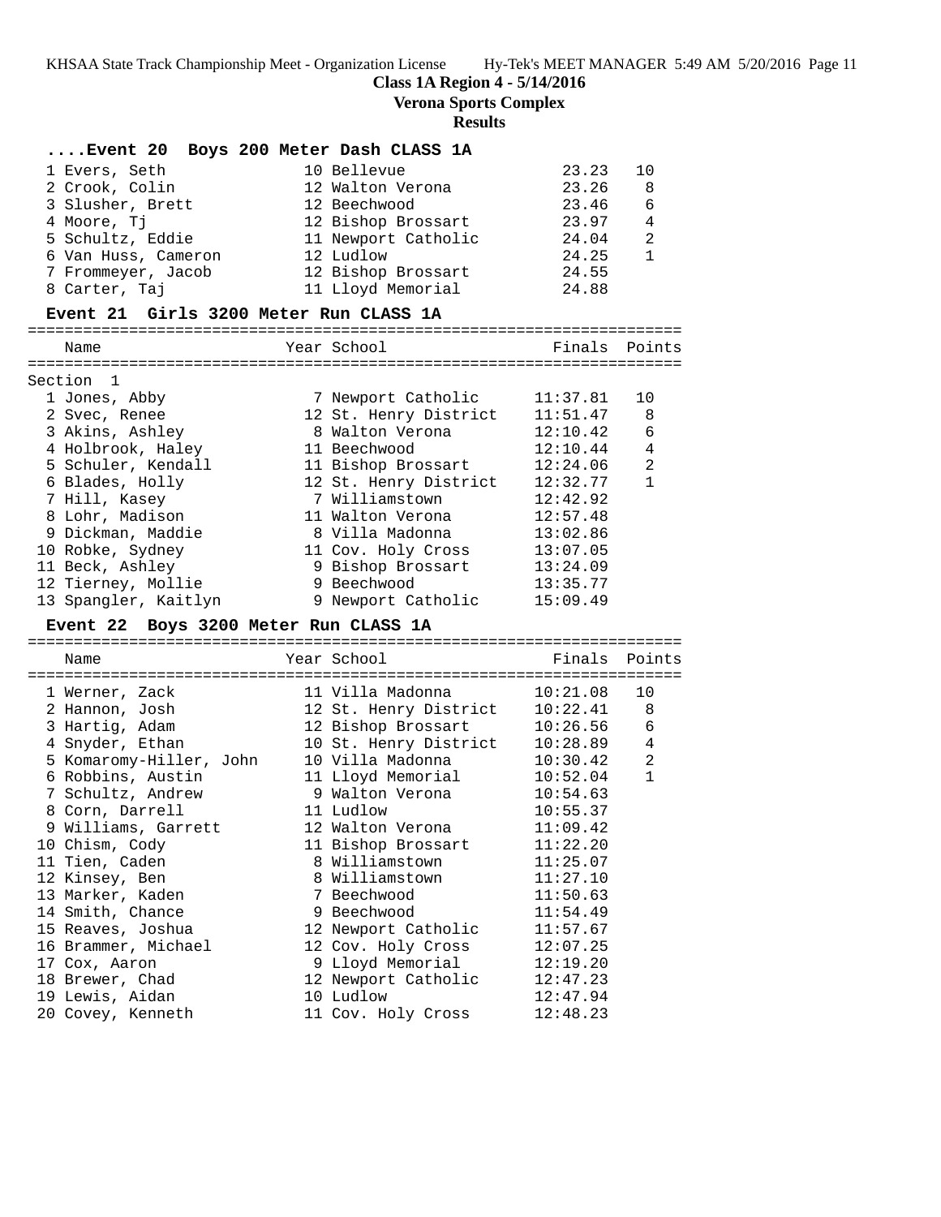**Class 1A Region 4 - 5/14/2016**

**Verona Sports Complex**

**Results**

### ....Event 20 Boys 200 Meter Dash CLASS 1A

| Place | Name | Year | School | Finals | Points |
|---|---|---|---|---|---|
| 1 | Evers, Seth | 10 | Bellevue | 23.23 | 10 |
| 2 | Crook, Colin | 12 | Walton Verona | 23.26 | 8 |
| 3 | Slusher, Brett | 12 | Beechwood | 23.46 | 6 |
| 4 | Moore, Tj | 12 | Bishop Brossart | 23.97 | 4 |
| 5 | Schultz, Eddie | 11 | Newport Catholic | 24.04 | 2 |
| 6 | Van Huss, Cameron | 12 | Ludlow | 24.25 | 1 |
| 7 | Frommeyer, Jacob | 12 | Bishop Brossart | 24.55 | |
| 8 | Carter, Taj | 11 | Lloyd Memorial | 24.88 | |

### Event 21 Girls 3200 Meter Run CLASS 1A

Section 1

| Place | Name | Year | School | Finals | Points |
|---|---|---|---|---|---|
| 1 | Jones, Abby | 7 | Newport Catholic | 11:37.81 | 10 |
| 2 | Svec, Renee | 12 | St. Henry District | 11:51.47 | 8 |
| 3 | Akins, Ashley | 8 | Walton Verona | 12:10.42 | 6 |
| 4 | Holbrook, Haley | 11 | Beechwood | 12:10.44 | 4 |
| 5 | Schuler, Kendall | 11 | Bishop Brossart | 12:24.06 | 2 |
| 6 | Blades, Holly | 12 | St. Henry District | 12:32.77 | 1 |
| 7 | Hill, Kasey | 7 | Williamstown | 12:42.92 | |
| 8 | Lohr, Madison | 11 | Walton Verona | 12:57.48 | |
| 9 | Dickman, Maddie | 8 | Villa Madonna | 13:02.86 | |
| 10 | Robke, Sydney | 11 | Cov. Holy Cross | 13:07.05 | |
| 11 | Beck, Ashley | 9 | Bishop Brossart | 13:24.09 | |
| 12 | Tierney, Mollie | 9 | Beechwood | 13:35.77 | |
| 13 | Spangler, Kaitlyn | 9 | Newport Catholic | 15:09.49 | |

### Event 22 Boys 3200 Meter Run CLASS 1A

| Place | Name | Year | School | Finals | Points |
|---|---|---|---|---|---|
| 1 | Werner, Zack | 11 | Villa Madonna | 10:21.08 | 10 |
| 2 | Hannon, Josh | 12 | St. Henry District | 10:22.41 | 8 |
| 3 | Hartig, Adam | 12 | Bishop Brossart | 10:26.56 | 6 |
| 4 | Snyder, Ethan | 10 | St. Henry District | 10:28.89 | 4 |
| 5 | Komaromy-Hiller, John | 10 | Villa Madonna | 10:30.42 | 2 |
| 6 | Robbins, Austin | 11 | Lloyd Memorial | 10:52.04 | 1 |
| 7 | Schultz, Andrew | 9 | Walton Verona | 10:54.63 | |
| 8 | Corn, Darrell | 11 | Ludlow | 10:55.37 | |
| 9 | Williams, Garrett | 12 | Walton Verona | 11:09.42 | |
| 10 | Chism, Cody | 11 | Bishop Brossart | 11:22.20 | |
| 11 | Tien, Caden | 8 | Williamstown | 11:25.07 | |
| 12 | Kinsey, Ben | 8 | Williamstown | 11:27.10 | |
| 13 | Marker, Kaden | 7 | Beechwood | 11:50.63 | |
| 14 | Smith, Chance | 9 | Beechwood | 11:54.49 | |
| 15 | Reaves, Joshua | 12 | Newport Catholic | 11:57.67 | |
| 16 | Brammer, Michael | 12 | Cov. Holy Cross | 12:07.25 | |
| 17 | Cox, Aaron | 9 | Lloyd Memorial | 12:19.20 | |
| 18 | Brewer, Chad | 12 | Newport Catholic | 12:47.23 | |
| 19 | Lewis, Aidan | 10 | Ludlow | 12:47.94 | |
| 20 | Covey, Kenneth | 11 | Cov. Holy Cross | 12:48.23 | |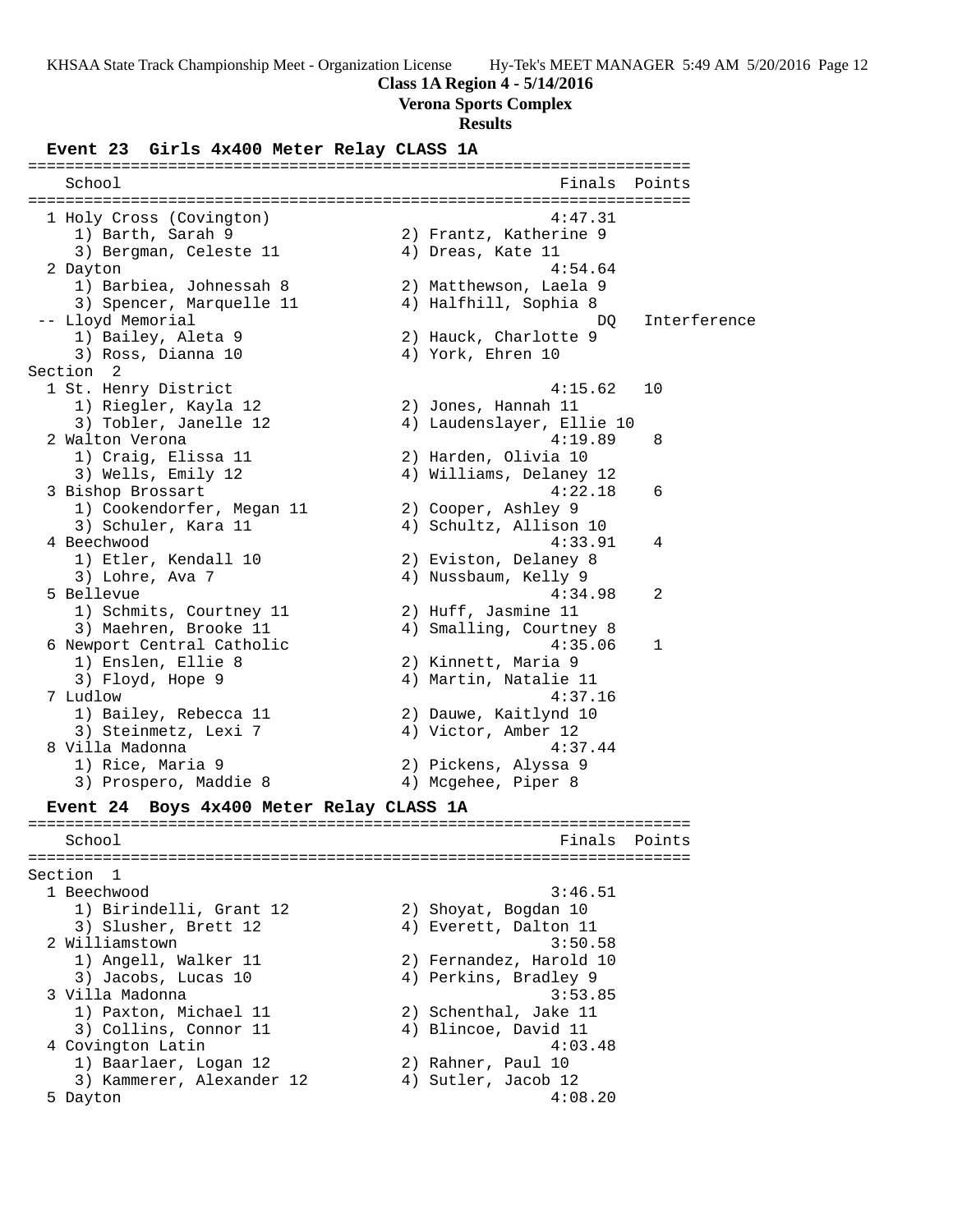**Class 1A Region 4 - 5/14/2016**

**Verona Sports Complex**

**Results**

### Event 23 Girls 4x400 Meter Relay CLASS 1A

| School | Finals | Points |
|---|---|---|
| 1 Holy Cross (Covington) | 4:47.31 | |
| 1) Barth, Sarah 9; 2) Frantz, Katherine 9; 3) Bergman, Celeste 11; 4) Dreas, Kate 11 | | |
| 2 Dayton | 4:54.64 | |
| 1) Barbiea, Johnessah 8; 2) Matthewson, Laela 9; 3) Spencer, Marquelle 11; 4) Halfhill, Sophia 8 | | |
| -- Lloyd Memorial | DQ | Interference |
| 1) Bailey, Aleta 9; 2) Hauck, Charlotte 9; 3) Ross, Dianna 10; 4) York, Ehren 10 | | |
| **Section 2** | | |
| 1 St. Henry District | 4:15.62 | 10 |
| 1) Riegler, Kayla 12; 2) Jones, Hannah 11; 3) Tobler, Janelle 12; 4) Laudenslayer, Ellie 10 | | |
| 2 Walton Verona | 4:19.89 | 8 |
| 1) Craig, Elissa 11; 2) Harden, Olivia 10; 3) Wells, Emily 12; 4) Williams, Delaney 12 | | |
| 3 Bishop Brossart | 4:22.18 | 6 |
| 1) Cookendorfer, Megan 11; 2) Cooper, Ashley 9; 3) Schuler, Kara 11; 4) Schultz, Allison 10 | | |
| 4 Beechwood | 4:33.91 | 4 |
| 1) Etler, Kendall 10; 2) Eviston, Delaney 8; 3) Lohre, Ava 7; 4) Nussbaum, Kelly 9 | | |
| 5 Bellevue | 4:34.98 | 2 |
| 1) Schmits, Courtney 11; 2) Huff, Jasmine 11; 3) Maehren, Brooke 11; 4) Smalling, Courtney 8 | | |
| 6 Newport Central Catholic | 4:35.06 | 1 |
| 1) Enslen, Ellie 8; 2) Kinnett, Maria 9; 3) Floyd, Hope 9; 4) Martin, Natalie 11 | | |
| 7 Ludlow | 4:37.16 | |
| 1) Bailey, Rebecca 11; 2) Dauwe, Kaitlynd 10; 3) Steinmetz, Lexi 7; 4) Victor, Amber 12 | | |
| 8 Villa Madonna | 4:37.44 | |
| 1) Rice, Maria 9; 2) Pickens, Alyssa 9; 3) Prospero, Maddie 8; 4) Mcgehee, Piper 8 | | |

### Event 24 Boys 4x400 Meter Relay CLASS 1A

| School | Finals | Points |
|---|---|---|
| **Section 1** | | |
| 1 Beechwood | 3:46.51 | |
| 1) Birindelli, Grant 12; 2) Shoyat, Bogdan 10; 3) Slusher, Brett 12; 4) Everett, Dalton 11 | | |
| 2 Williamstown | 3:50.58 | |
| 1) Angell, Walker 11; 2) Fernandez, Harold 10; 3) Jacobs, Lucas 10; 4) Perkins, Bradley 9 | | |
| 3 Villa Madonna | 3:53.85 | |
| 1) Paxton, Michael 11; 2) Schenthal, Jake 11; 3) Collins, Connor 11; 4) Blincoe, David 11 | | |
| 4 Covington Latin | 4:03.48 | |
| 1) Baarlaer, Logan 12; 2) Rahner, Paul 10; 3) Kammerer, Alexander 12; 4) Sutler, Jacob 12 | | |
| 5 Dayton | 4:08.20 | |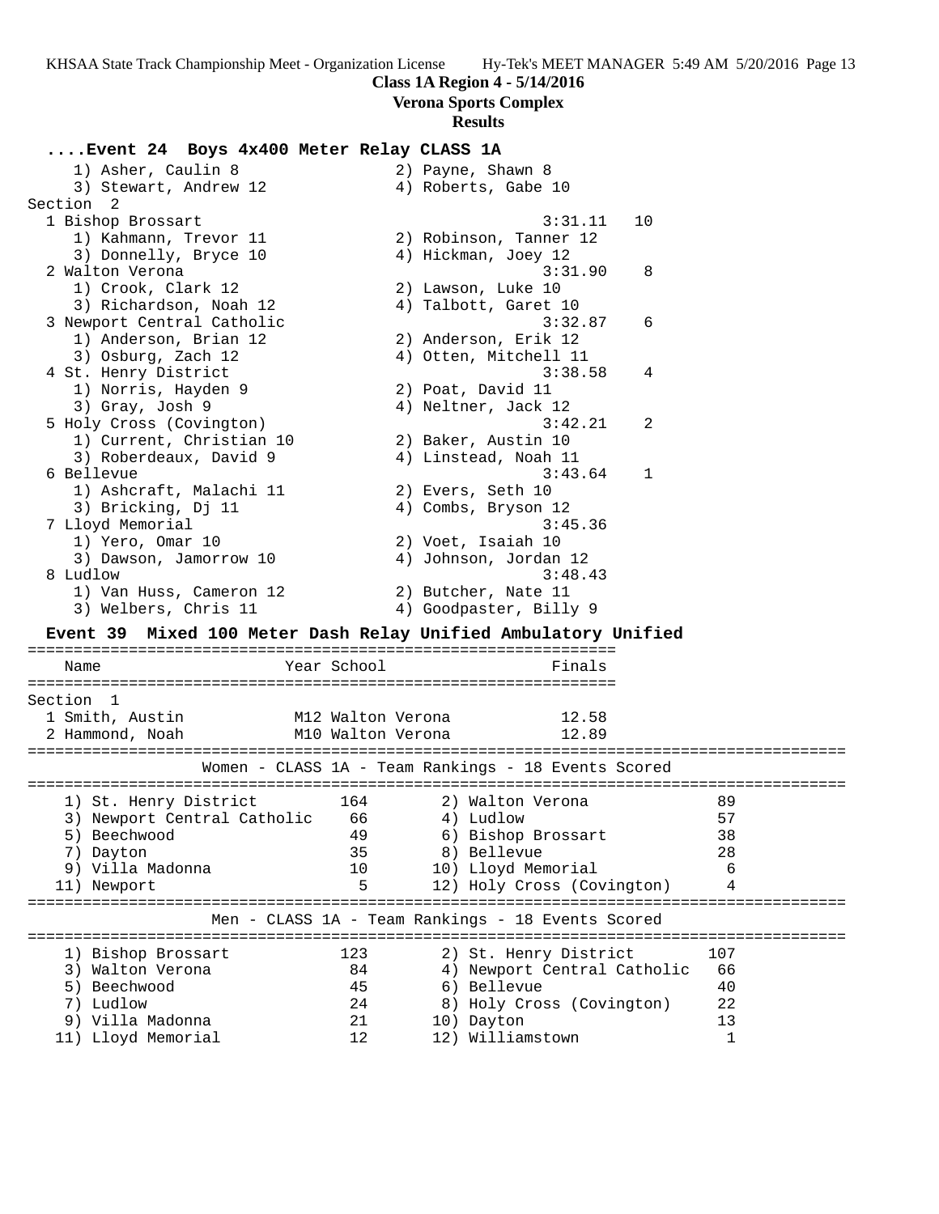## Class 1A Region 4 - 5/14/2016

**Verona Sports Complex**

**Results**

### ....Event 24 Boys 4x400 Meter Relay CLASS 1A

1) Asher, Caulin 8 — 2) Payne, Shawn 8
3) Stewart, Andrew 12 — 4) Roberts, Gabe 10

Section 2

| Place | Team | Finals | Points |
|---|---|---|---|
| 1 | Bishop Brossart | 3:31.11 | 10 |
| | 1) Kahmann, Trevor 11; 2) Robinson, Tanner 12; 3) Donnelly, Bryce 10; 4) Hickman, Joey 12 | | |
| 2 | Walton Verona | 3:31.90 | 8 |
| | 1) Crook, Clark 12; 2) Lawson, Luke 10; 3) Richardson, Noah 12; 4) Talbott, Garet 10 | | |
| 3 | Newport Central Catholic | 3:32.87 | 6 |
| | 1) Anderson, Brian 12; 2) Anderson, Erik 12; 3) Osburg, Zach 12; 4) Otten, Mitchell 11 | | |
| 4 | St. Henry District | 3:38.58 | 4 |
| | 1) Norris, Hayden 9; 2) Poat, David 11; 3) Gray, Josh 9; 4) Neltner, Jack 12 | | |
| 5 | Holy Cross (Covington) | 3:42.21 | 2 |
| | 1) Current, Christian 10; 2) Baker, Austin 10; 3) Roberdeaux, David 9; 4) Linstead, Noah 11 | | |
| 6 | Bellevue | 3:43.64 | 1 |
| | 1) Ashcraft, Malachi 11; 2) Evers, Seth 10; 3) Bricking, Dj 11; 4) Combs, Bryson 12 | | |
| 7 | Lloyd Memorial | 3:45.36 | |
| | 1) Yero, Omar 10; 2) Voet, Isaiah 10; 3) Dawson, Jamorrow 10; 4) Johnson, Jordan 12 | | |
| 8 | Ludlow | 3:48.43 | |
| | 1) Van Huss, Cameron 12; 2) Butcher, Nate 11; 3) Welbers, Chris 11; 4) Goodpaster, Billy 9 | | |

### Event 39 Mixed 100 Meter Dash Relay Unified Ambulatory Unified

Section 1

| Place | Name | Year | School | Finals |
|---|---|---|---|---|
| 1 | Smith, Austin | M12 | Walton Verona | 12.58 |
| 2 | Hammond, Noah | M10 | Walton Verona | 12.89 |

### Women - CLASS 1A - Team Rankings - 18 Events Scored

| Rank | Team | Points | Rank | Team | Points |
|---|---|---|---|---|---|
| 1) | St. Henry District | 164 | 2) | Walton Verona | 89 |
| 3) | Newport Central Catholic | 66 | 4) | Ludlow | 57 |
| 5) | Beechwood | 49 | 6) | Bishop Brossart | 38 |
| 7) | Dayton | 35 | 8) | Bellevue | 28 |
| 9) | Villa Madonna | 10 | 10) | Lloyd Memorial | 6 |
| 11) | Newport | 5 | 12) | Holy Cross (Covington) | 4 |

### Men - CLASS 1A - Team Rankings - 18 Events Scored

| Rank | Team | Points | Rank | Team | Points |
|---|---|---|---|---|---|
| 1) | Bishop Brossart | 123 | 2) | St. Henry District | 107 |
| 3) | Walton Verona | 84 | 4) | Newport Central Catholic | 66 |
| 5) | Beechwood | 45 | 6) | Bellevue | 40 |
| 7) | Ludlow | 24 | 8) | Holy Cross (Covington) | 22 |
| 9) | Villa Madonna | 21 | 10) | Dayton | 13 |
| 11) | Lloyd Memorial | 12 | 12) | Williamstown | 1 |